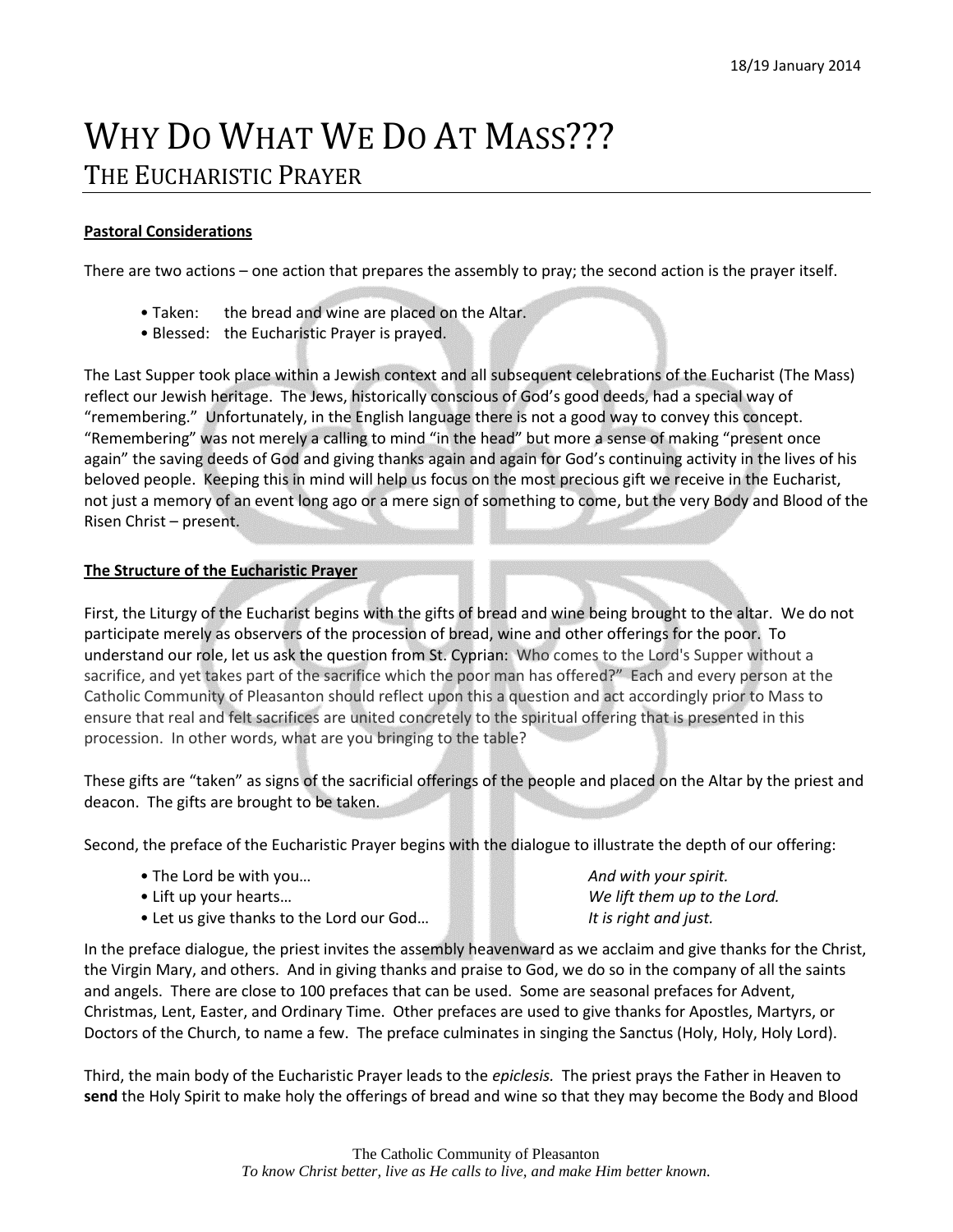18/19 January 2014

# WHY DO WHAT WE DO AT MASS???

## THE EUCHARISTIC PRAYER

**Pastoral Considerations**

There are two actions – one action that prepares the assembly to pray; the second action is the prayer itself.

- Taken: the bread and wine are placed on the Altar.
- Blessed: the Eucharistic Prayer is prayed.

The Last Supper took place within a Jewish context and all subsequent celebrations of the Eucharist (The Mass) reflect our Jewish heritage. The Jews, historically conscious of God's good deeds, had a special way of "remembering." Unfortunately, in the English language there is not a good way to convey this concept. "Remembering" was not merely a calling to mind "in the head" but more a sense of making "present once again" the saving deeds of God and giving thanks again and again for God's continuing activity in the lives of his beloved people. Keeping this in mind will help us focus on the most precious gift we receive in the Eucharist, not just a memory of an event long ago or a mere sign of something to come, but the very Body and Blood of the Risen Christ – present.

**The Structure of the Eucharistic Prayer**

First, the Liturgy of the Eucharist begins with the gifts of bread and wine being brought to the altar. We do not participate merely as observers of the procession of bread, wine and other offerings for the poor. To understand our role, let us ask the question from St. Cyprian: Who comes to the Lord's Supper without a sacrifice, and yet takes part of the sacrifice which the poor man has offered?" Each and every person at the Catholic Community of Pleasanton should reflect upon this a question and act accordingly prior to Mass to ensure that real and felt sacrifices are united concretely to the spiritual offering that is presented in this procession. In other words, what are you bringing to the table?

These gifts are "taken" as signs of the sacrificial offerings of the people and placed on the Altar by the priest and deacon. The gifts are brought to be taken.

Second, the preface of the Eucharistic Prayer begins with the dialogue to illustrate the depth of our offering:

- The Lord be with you… *And with your spirit.*
- Lift up your hearts… *We lift them up to the Lord.*
- Let us give thanks to the Lord our God… *It is right and just.*

In the preface dialogue, the priest invites the assembly heavenward as we acclaim and give thanks for the Christ, the Virgin Mary, and others. And in giving thanks and praise to God, we do so in the company of all the saints and angels. There are close to 100 prefaces that can be used. Some are seasonal prefaces for Advent, Christmas, Lent, Easter, and Ordinary Time. Other prefaces are used to give thanks for Apostles, Martyrs, or Doctors of the Church, to name a few. The preface culminates in singing the Sanctus (Holy, Holy, Holy Lord).

Third, the main body of the Eucharistic Prayer leads to the *epiclesis.* The priest prays the Father in Heaven to **send** the Holy Spirit to make holy the offerings of bread and wine so that they may become the Body and Blood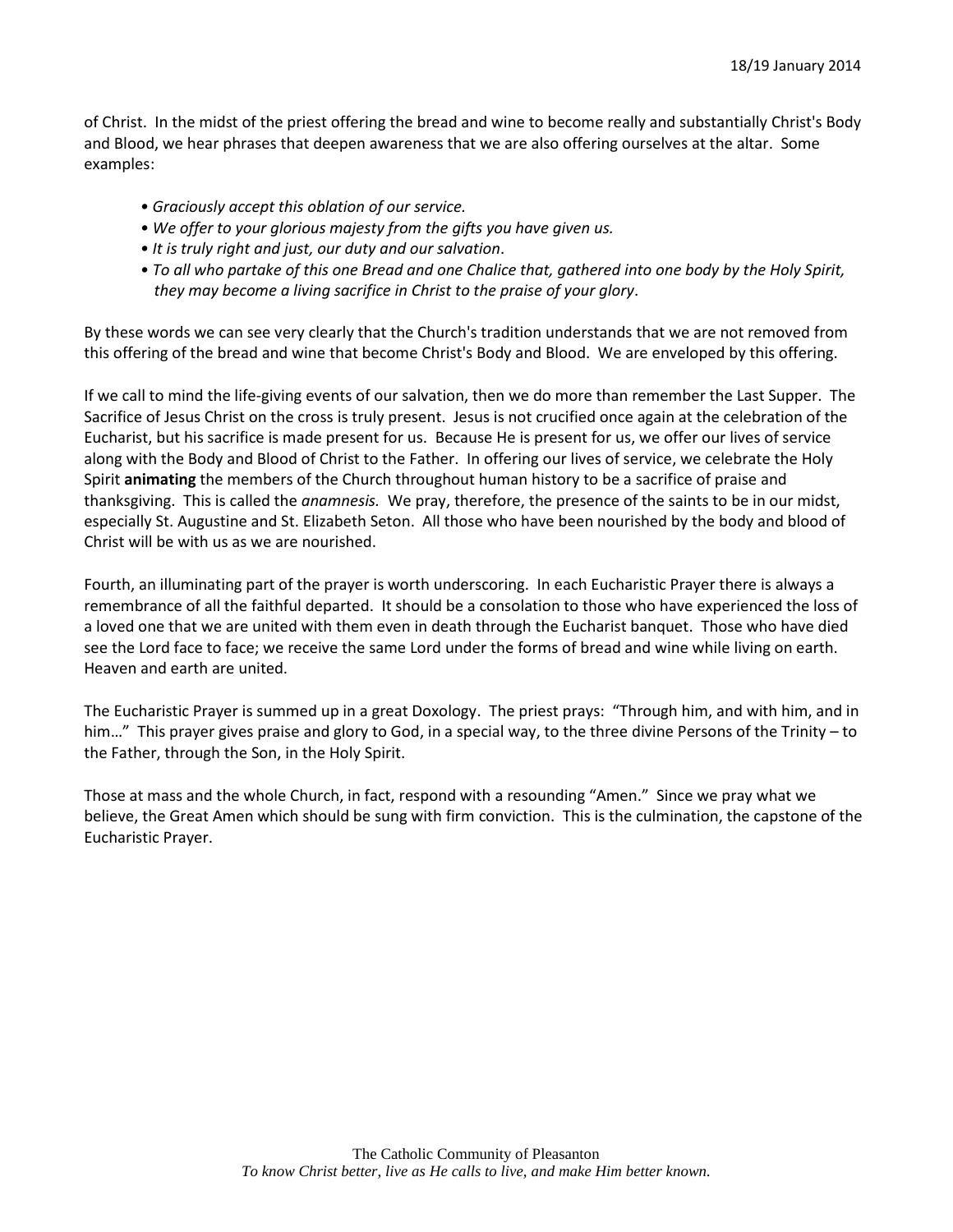of Christ. In the midst of the priest offering the bread and wine to become really and substantially Christ's Body and Blood, we hear phrases that deepen awareness that we are also offering ourselves at the altar. Some examples:

- *Graciously accept this oblation of our service.*
- *We offer to your glorious majesty from the gifts you have given us.*
- *It is truly right and just, our duty and our salvation*.
- *To all who partake of this one Bread and one Chalice that, gathered into one body by the Holy Spirit, they may become a living sacrifice in Christ to the praise of your glory*.

By these words we can see very clearly that the Church's tradition understands that we are not removed from this offering of the bread and wine that become Christ's Body and Blood. We are enveloped by this offering.

If we call to mind the life-giving events of our salvation, then we do more than remember the Last Supper. The Sacrifice of Jesus Christ on the cross is truly present. Jesus is not crucified once again at the celebration of the Eucharist, but his sacrifice is made present for us. Because He is present for us, we offer our lives of service along with the Body and Blood of Christ to the Father. In offering our lives of service, we celebrate the Holy Spirit **animating** the members of the Church throughout human history to be a sacrifice of praise and thanksgiving. This is called the *anamnesis.* We pray, therefore, the presence of the saints to be in our midst, especially St. Augustine and St. Elizabeth Seton. All those who have been nourished by the body and blood of Christ will be with us as we are nourished.

Fourth, an illuminating part of the prayer is worth underscoring. In each Eucharistic Prayer there is always a remembrance of all the faithful departed. It should be a consolation to those who have experienced the loss of a loved one that we are united with them even in death through the Eucharist banquet. Those who have died see the Lord face to face; we receive the same Lord under the forms of bread and wine while living on earth. Heaven and earth are united.

The Eucharistic Prayer is summed up in a great Doxology. The priest prays: "Through him, and with him, and in him…" This prayer gives praise and glory to God, in a special way, to the three divine Persons of the Trinity – to the Father, through the Son, in the Holy Spirit.

Those at mass and the whole Church, in fact, respond with a resounding "Amen." Since we pray what we believe, the Great Amen which should be sung with firm conviction. This is the culmination, the capstone of the Eucharistic Prayer.